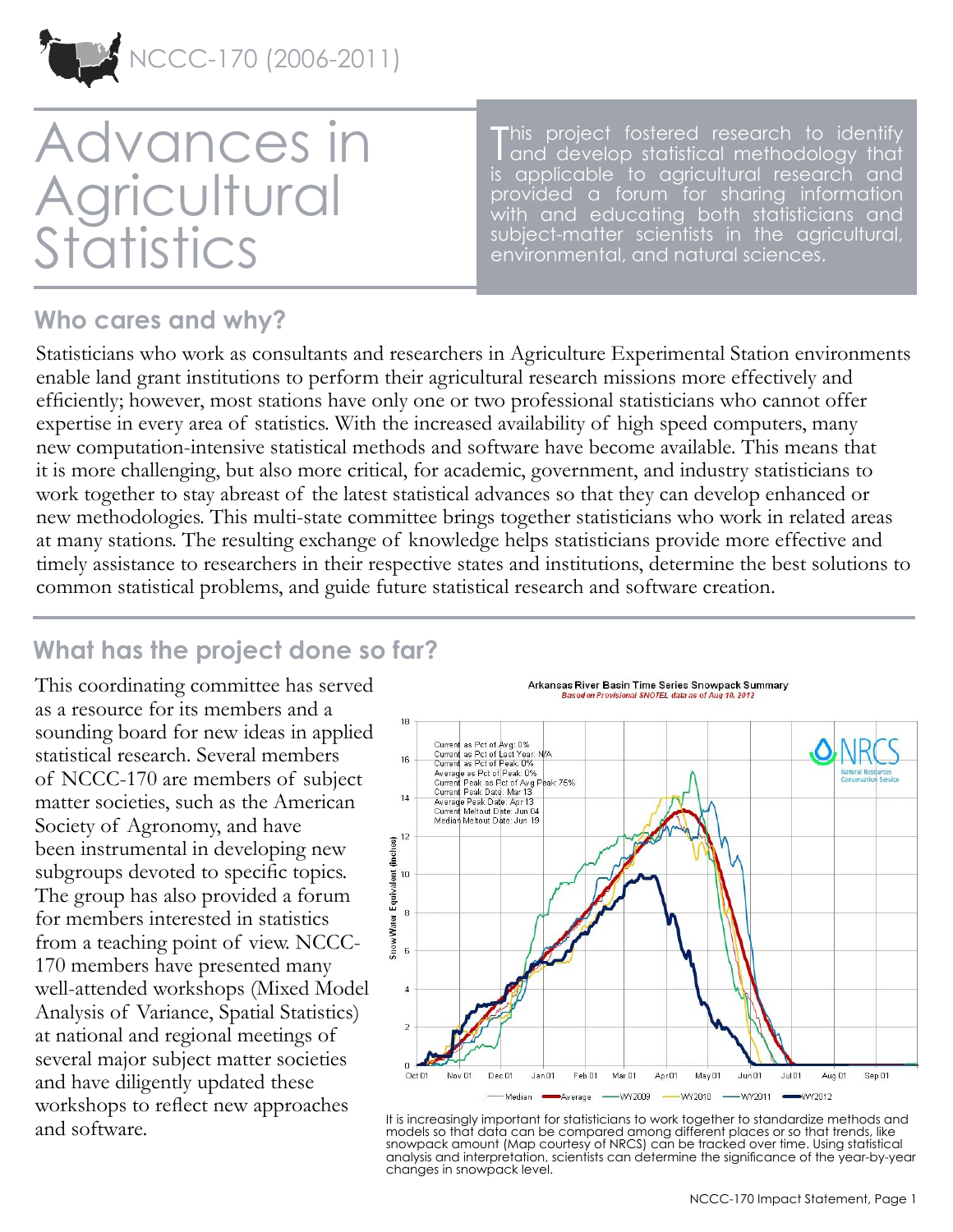NCCC-170 (2006-2011)

# Advances in Agricultural Statistics

This project fostered research to identify and develop statistical methodology that is applicable to agricultural research and provided a forum for sharing information with and educating both statisticians and subject-matter scientists in the agricultural, environmental, and natural sciences.

## Who cares and why?

Statisticians who work as consultants and researchers in Agriculture Experimental Station environments enable land grant institutions to perform their agricultural research missions more effectively and efficiently; however, most stations have only one or two professional statisticians who cannot offer expertise in every area of statistics. With the increased availability of high speed computers, many new computation-intensive statistical methods and software have become available. This means that it is more challenging, but also more critical, for academic, government, and industry statisticians to work together to stay abreast of the latest statistical advances so that they can develop enhanced or new methodologies. This multi-state committee brings together statisticians who work in related areas at many stations. The resulting exchange of knowledge helps statisticians provide more effective and timely assistance to researchers in their respective states and institutions, determine the best solutions to common statistical problems, and guide future statistical research and software creation.

## What has the project done so far?

This coordinating committee has served as a resource for its members and a sounding board for new ideas in applied statistical research. Several members of NCCC-170 are members of subject matter societies, such as the American Society of Agronomy, and have been instrumental in developing new subgroups devoted to specific topics. The group has also provided a forum for members interested in statistics from a teaching point of view. NCCC-170 members have presented many well-attended workshops (Mixed Model Analysis of Variance, Spatial Statistics) at national and regional meetings of several major subject matter societies and have diligently updated these workshops to reflect new approaches and software.

It is increasingly important for statisticians to work together to standardize methods and models so that data can be compared among different places or so that trends, like snowpack amount (Map courtesy of NRCS) can be tracked over time. Using statistical analysis and interpretation, scientists can determine the significance of the year-by-year changes in snowpack level.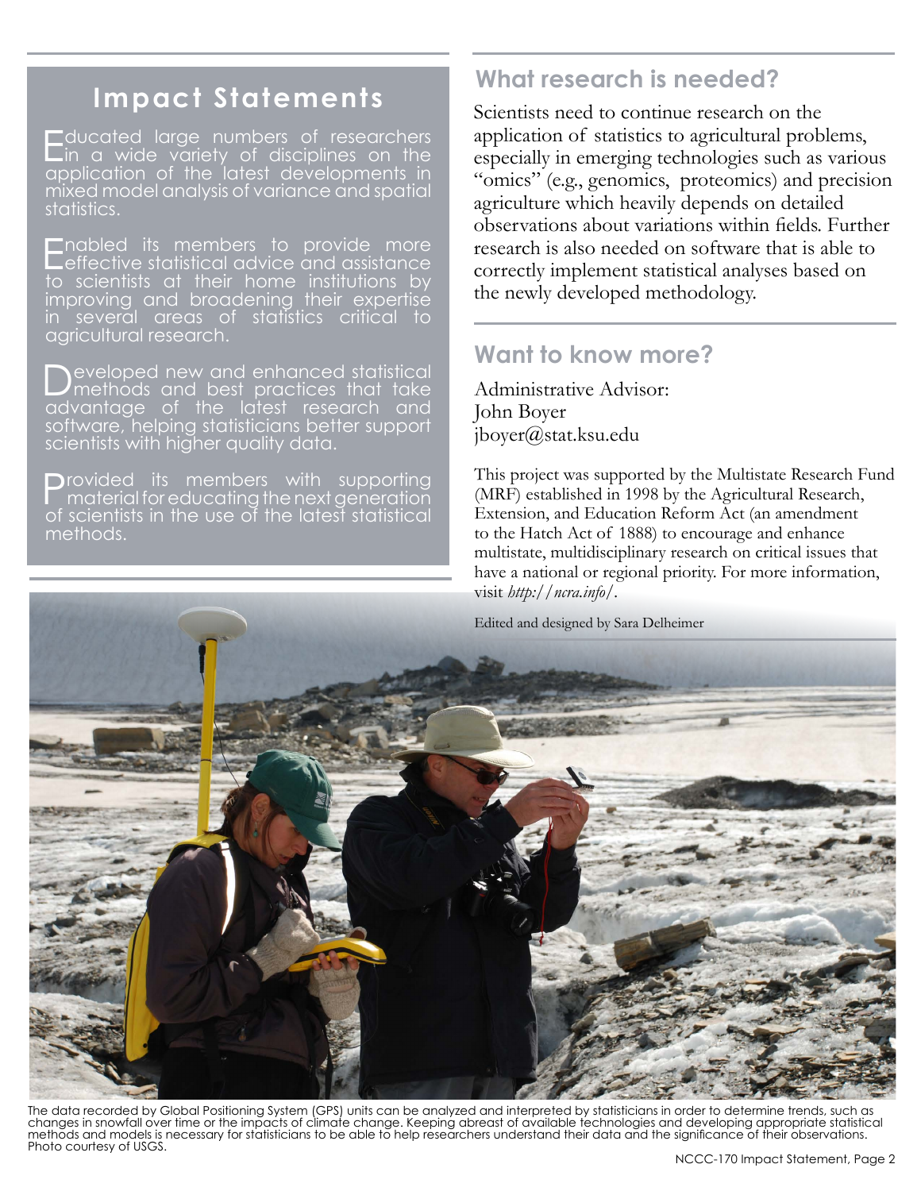## Impact Statements

Educated large numbers of researchers in a wide variety of disciplines on the application of the latest developments in mixed model analysis of variance and spatial statistics.

Enabled its members to provide more effective statistical advice and assistance to scientists at their home institutions by improving and broadening their expertise in several areas of statistics critical to agricultural research.

Developed new and enhanced statistical methods and best practices that take advantage of the latest research and software, helping statisticians better support scientists with higher quality data.

Provided its members with supporting material for educating the next generation of scientists in the use of the latest statistical methods.

## What research is needed?

Scientists need to continue research on the application of statistics to agricultural problems, especially in emerging technologies such as various "omics" (e.g., genomics, proteomics) and precision agriculture which heavily depends on detailed observations about variations within fields. Further research is also needed on software that is able to correctly implement statistical analyses based on the newly developed methodology.

## Want to know more?

Administrative Advisor:
John Boyer
jboyer@stat.ksu.edu

This project was supported by the Multistate Research Fund (MRF) established in 1998 by the Agricultural Research, Extension, and Education Reform Act (an amendment to the Hatch Act of 1888) to encourage and enhance multistate, multidisciplinary research on critical issues that have a national or regional priority. For more information, visit *http://ncra.info/*.

Edited and designed by Sara Delheimer

The data recorded by Global Positioning System (GPS) units can be analyzed and interpreted by statisticians in order to determine trends, such as changes in snowfall over time or the impacts of climate change. Keeping abreast of available technologies and developing appropriate statistical methods and models is necessary for statisticians to be able to help researchers understand their data and the significance of their observations. Photo courtesy of USGS.